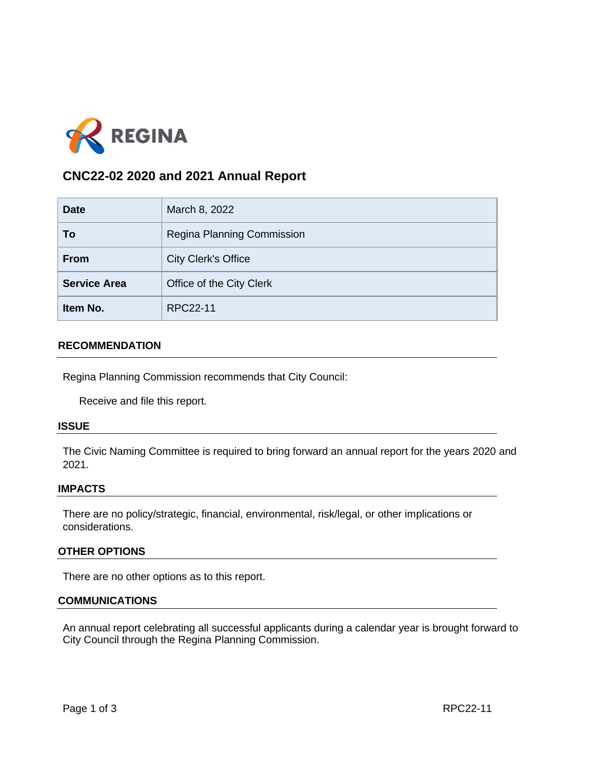REGINA

# CNC22-02 2020 and 2021 Annual Report

| Date | March 8, 2022 |
|---|---|
| To | Regina Planning Commission |
| From | City Clerk's Office |
| Service Area | Office of the City Clerk |
| Item No. | RPC22-11 |

## RECOMMENDATION

Regina Planning Commission recommends that City Council:

Receive and file this report.

## ISSUE

The Civic Naming Committee is required to bring forward an annual report for the years 2020 and 2021.

## IMPACTS

There are no policy/strategic, financial, environmental, risk/legal, or other implications or considerations.

## OTHER OPTIONS

There are no other options as to this report.

## COMMUNICATIONS

An annual report celebrating all successful applicants during a calendar year is brought forward to City Council through the Regina Planning Commission.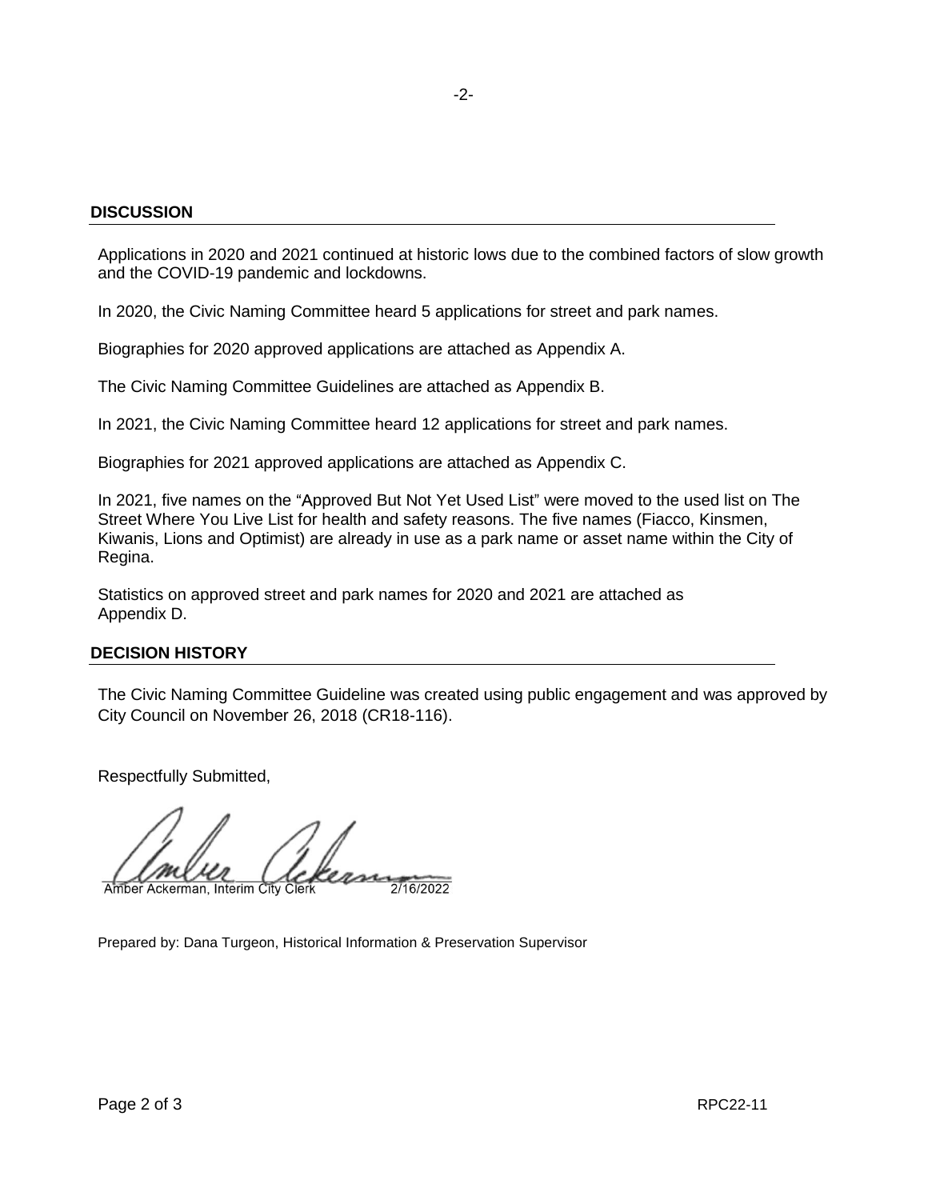## DISCUSSION

Applications in 2020 and 2021 continued at historic lows due to the combined factors of slow growth and the COVID-19 pandemic and lockdowns.

In 2020, the Civic Naming Committee heard 5 applications for street and park names.

Biographies for 2020 approved applications are attached as Appendix A.

The Civic Naming Committee Guidelines are attached as Appendix B.

In 2021, the Civic Naming Committee heard 12 applications for street and park names.

Biographies for 2021 approved applications are attached as Appendix C.

In 2021, five names on the "Approved But Not Yet Used List" were moved to the used list on The Street Where You Live List for health and safety reasons. The five names (Fiacco, Kinsmen, Kiwanis, Lions and Optimist) are already in use as a park name or asset name within the City of Regina.

Statistics on approved street and park names for 2020 and 2021 are attached as Appendix D.

## DECISION HISTORY

The Civic Naming Committee Guideline was created using public engagement and was approved by City Council on November 26, 2018 (CR18-116).

Respectfully Submitted,

Amber Ackerman, Interim City Clerk 2/16/2022

Prepared by: Dana Turgeon, Historical Information & Preservation Supervisor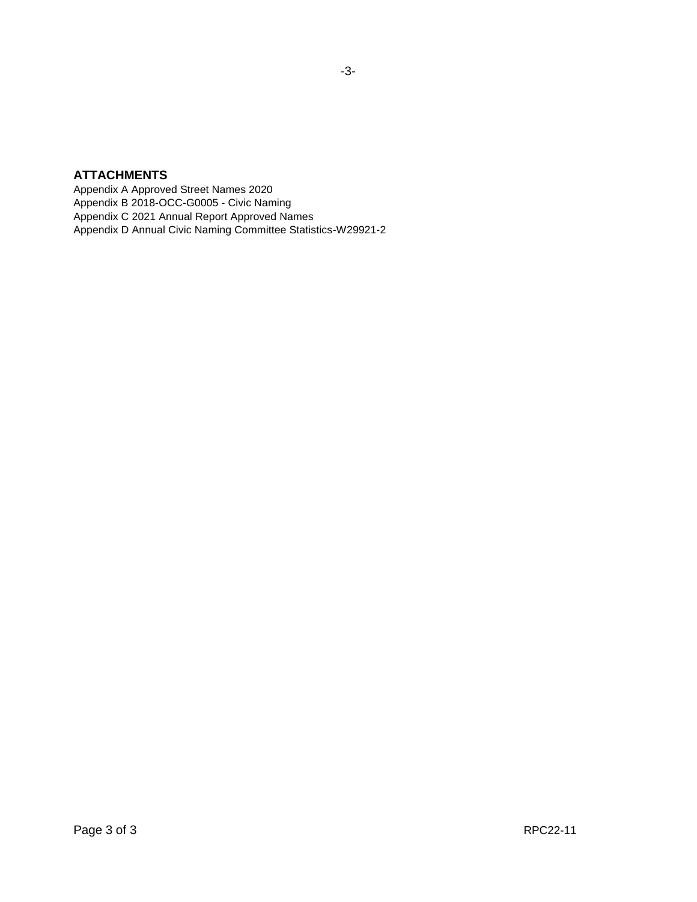## ATTACHMENTS

Appendix A Approved Street Names 2020
Appendix B 2018-OCC-G0005 - Civic Naming
Appendix C 2021 Annual Report Approved Names
Appendix D Annual Civic Naming Committee Statistics-W29921-2